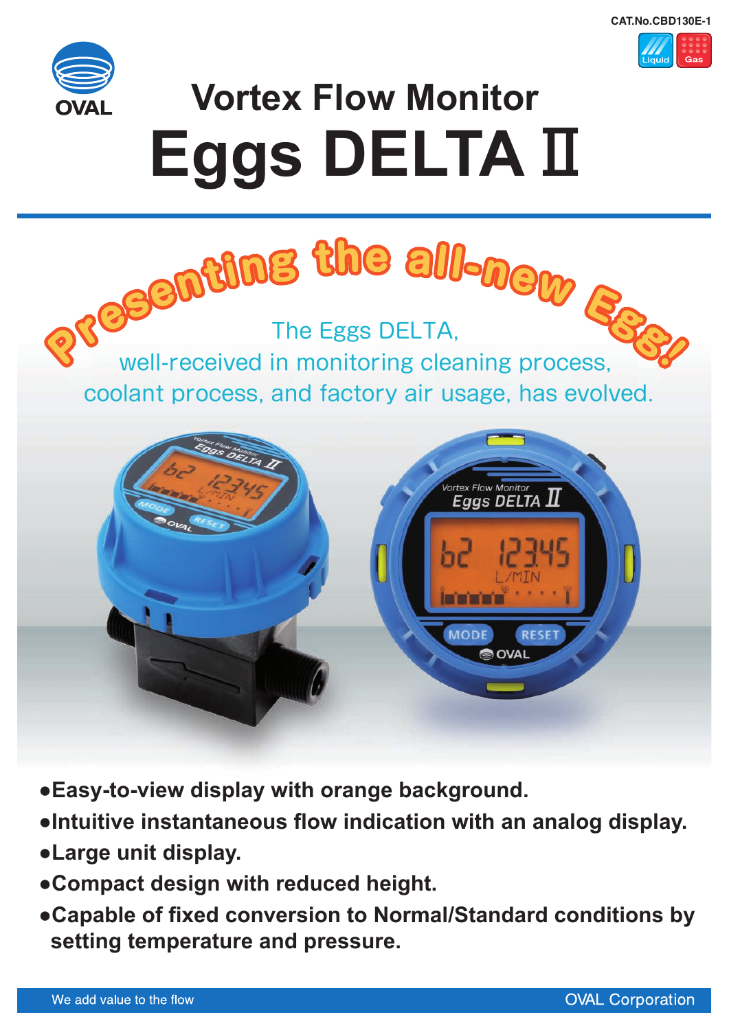CAT.No.CBD130E-1

Liquid Gas

OVAL

# Vortex Flow Monitor
# Eggs DELTA Ⅱ

## Presenting the all-new Egg!

The Eggs DELTA,
well-received in monitoring cleaning process,
coolant process, and factory air usage, has evolved.

- **Easy-to-view display with orange background.**
- **Intuitive instantaneous flow indication with an analog display.**
- **Large unit display.**
- **Compact design with reduced height.**
- **Capable of fixed conversion to Normal/Standard conditions by setting temperature and pressure.**

We add value to the flow — OVAL Corporation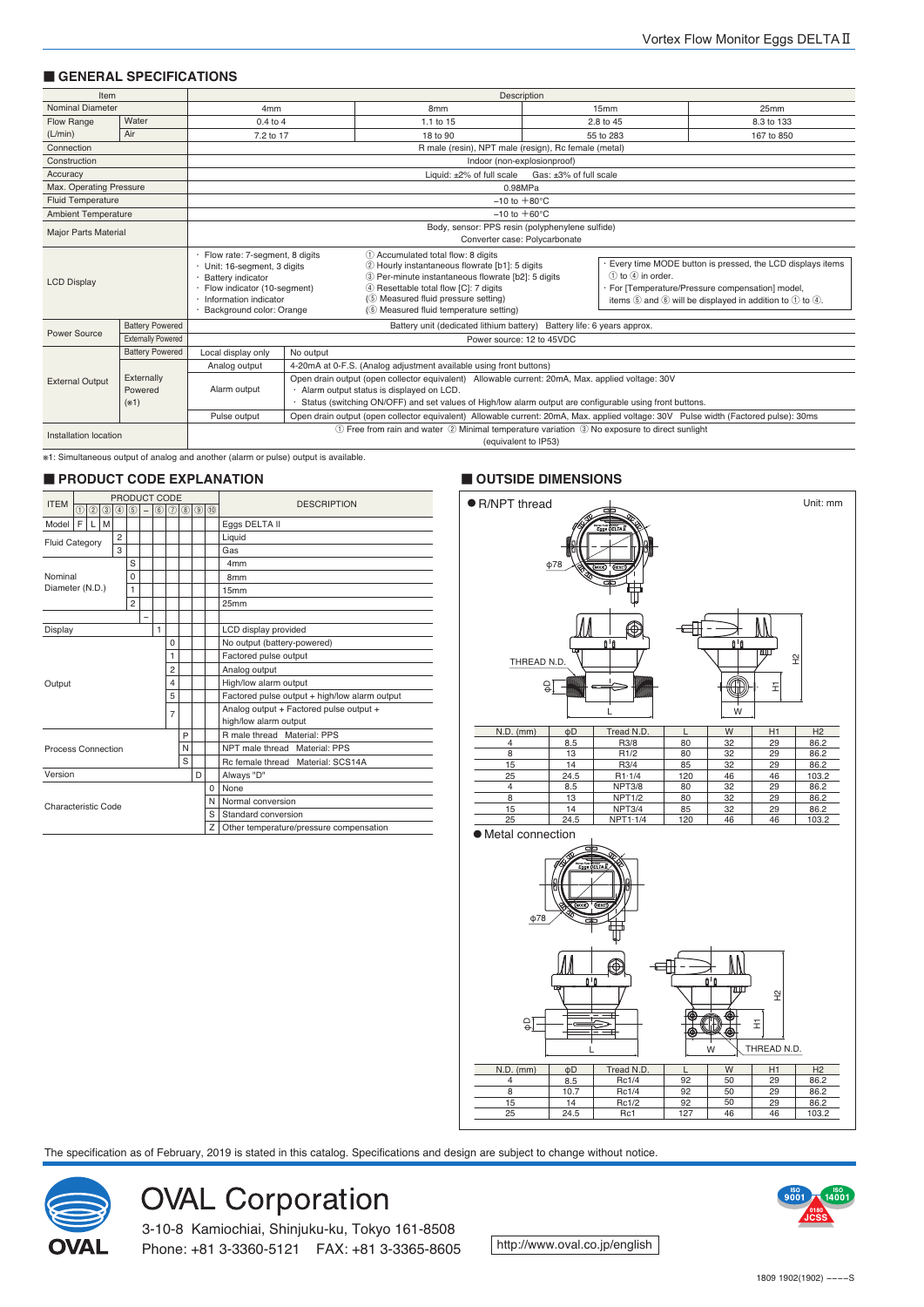## ■ GENERAL SPECIFICATIONS

| Item | | Description | | | |
|---|---|---|---|---|---|
| Nominal Diameter | | 4mm | 8mm | 15mm | 25mm |
| Flow Range (L/min) | Water | 0.4 to 4 | 1.1 to 15 | 2.8 to 45 | 8.3 to 133 |
| | Air | 7.2 to 17 | 18 to 90 | 55 to 283 | 167 to 850 |
| Connection | | R male (resin), NPT male (resign), Rc female (metal) | | | |
| Construction | | Indoor (non-explosionproof) | | | |
| Accuracy | | Liquid: ±2% of full scale  Gas: ±3% of full scale | | | |
| Max. Operating Pressure | | 0.98MPa | | | |
| Fluid Temperature | | −10 to +80°C | | | |
| Ambient Temperature | | −10 to +60°C | | | |
| Major Parts Material | | Body, sensor: PPS resin (polyphenylene sulfide)<br>Converter case: Polycarbonate | | | |
| LCD Display | | · Flow rate: 7-segment, 8 digits<br>· Unit: 16-segment, 3 digits<br>· Battery indicator<br>· Flow indicator (10-segment)<br>· Information indicator<br>· Background color: Orange<br>① Accumulated total flow: 8 digits<br>② Hourly instantaneous flowrate [b1]: 5 digits<br>③ Per-minute instantaneous flowrate [b2]: 5 digits<br>④ Resettable total flow [C]: 7 digits<br>(⑤ Measured fluid pressure setting)<br>(⑥ Measured fluid temperature setting)<br>· Every time MODE button is pressed, the LCD displays items ① to ④ in order.<br>· For [Temperature/Pressure compensation] model, items ⑤ and ⑥ will be displayed in addition to ① to ④. | | | |
| Power Source | Battery Powered | Battery unit (dedicated lithium battery)  Battery life: 6 years approx. | | | |
| | Externally Powered | Power source: 12 to 45VDC | | | |
| External Output | Battery Powered | Local display only | No output | | |
| | Externally Powered (*1) | Analog output | 4-20mA at 0-F.S. (Analog adjustment available using front buttons) | | |
| | | Alarm output | Open drain output (open collector equivalent)  Allowable current: 20mA, Max. applied voltage: 30V<br>· Alarm output status is displayed on LCD.<br>· Status (switching ON/OFF) and set values of High/low alarm output are configurable using front buttons. | | |
| | | Pulse output | Open drain output (open collector equivalent)  Allowable current: 20mA, Max. applied voltage: 30V  Pulse width (Factored pulse): 30ms | | |
| Installation location | | ① Free from rain and water ② Minimal temperature variation ③ No exposure to direct sunlight (equivalent to IP53) | | | |

*1: Simultaneous output of analog and another (alarm or pulse) output is available.

## ■ PRODUCT CODE EXPLANATION

| ITEM | ① | ② | ③ | ④ | ⑤ | − | ⑥ | ⑦ | ⑧ | ⑨ | ⑩ | DESCRIPTION |
|---|---|---|---|---|---|---|---|---|---|---|---|---|
| Model | F | L | M | | | | | | | | | Eggs DELTA II |
| Fluid Category | | | | 2 | | | | | | | | Liquid |
| | | | | 3 | | | | | | | | Gas |
| Nominal Diameter (N.D.) | | | | | S | | | | | | | 4mm |
| | | | | | 0 | | | | | | | 8mm |
| | | | | | 1 | | | | | | | 15mm |
| | | | | | 2 | | | | | | | 25mm |
| | | | | | | − | | | | | | |
| Display | | | | | | | 1 | | | | | LCD display provided |
| Output | | | | | | | | 0 | | | | No output (battery-powered) |
| | | | | | | | | 1 | | | | Factored pulse output |
| | | | | | | | | 2 | | | | Analog output |
| | | | | | | | | 4 | | | | High/low alarm output |
| | | | | | | | | 5 | | | | Factored pulse output + high/low alarm output |
| | | | | | | | | 7 | | | | Analog output + Factored pulse output + high/low alarm output |
| Process Connection | | | | | | | | | P | | | R male thread  Material: PPS |
| | | | | | | | | | N | | | NPT male thread  Material: PPS |
| | | | | | | | | | S | | | Rc female thread  Material: SCS14A |
| Version | | | | | | | | | | D | | Always "D" |
| Characteristic Code | | | | | | | | | | | 0 | None |
| | | | | | | | | | | | N | Normal conversion |
| | | | | | | | | | | | S | Standard conversion |
| | | | | | | | | | | | Z | Other temperature/pressure compensation |

## ■ OUTSIDE DIMENSIONS

● R/NPT thread

Unit: mm

φ78

THREAD N.D.

φD

L

W

H1

H2

| N.D. (mm) | φD | Tread N.D. | L | W | H1 | H2 |
|---|---|---|---|---|---|---|
| 4 | 8.5 | R3/8 | 80 | 32 | 29 | 86.2 |
| 8 | 13 | R1/2 | 80 | 32 | 29 | 86.2 |
| 15 | 14 | R3/4 | 85 | 32 | 29 | 86.2 |
| 25 | 24.5 | R1·1/4 | 120 | 46 | 46 | 103.2 |
| 4 | 8.5 | NPT3/8 | 80 | 32 | 29 | 86.2 |
| 8 | 13 | NPT1/2 | 80 | 32 | 29 | 86.2 |
| 15 | 14 | NPT3/4 | 85 | 32 | 29 | 86.2 |
| 25 | 24.5 | NPT1·1/4 | 120 | 46 | 46 | 103.2 |

● Metal connection

φ78

φD

L

W

H1

H2

THREAD N.D.

| N.D. (mm) | φD | Tread N.D. | L | W | H1 | H2 |
|---|---|---|---|---|---|---|
| 4 | 8.5 | Rc1/4 | 92 | 50 | 29 | 86.2 |
| 8 | 10.7 | Rc1/4 | 92 | 50 | 29 | 86.2 |
| 15 | 14 | Rc1/2 | 92 | 50 | 29 | 86.2 |
| 25 | 24.5 | Rc1 | 127 | 46 | 46 | 103.2 |

The specification as of February, 2019 is stated in this catalog. Specifications and design are subject to change without notice.

OVAL Corporation

3-10-8 Kamiochiai, Shinjuku-ku, Tokyo 161-8508
Phone: +81 3-3360-5121  FAX: +81 3-3365-8605

http://www.oval.co.jp/english

1809 1902(1902) −−−−S